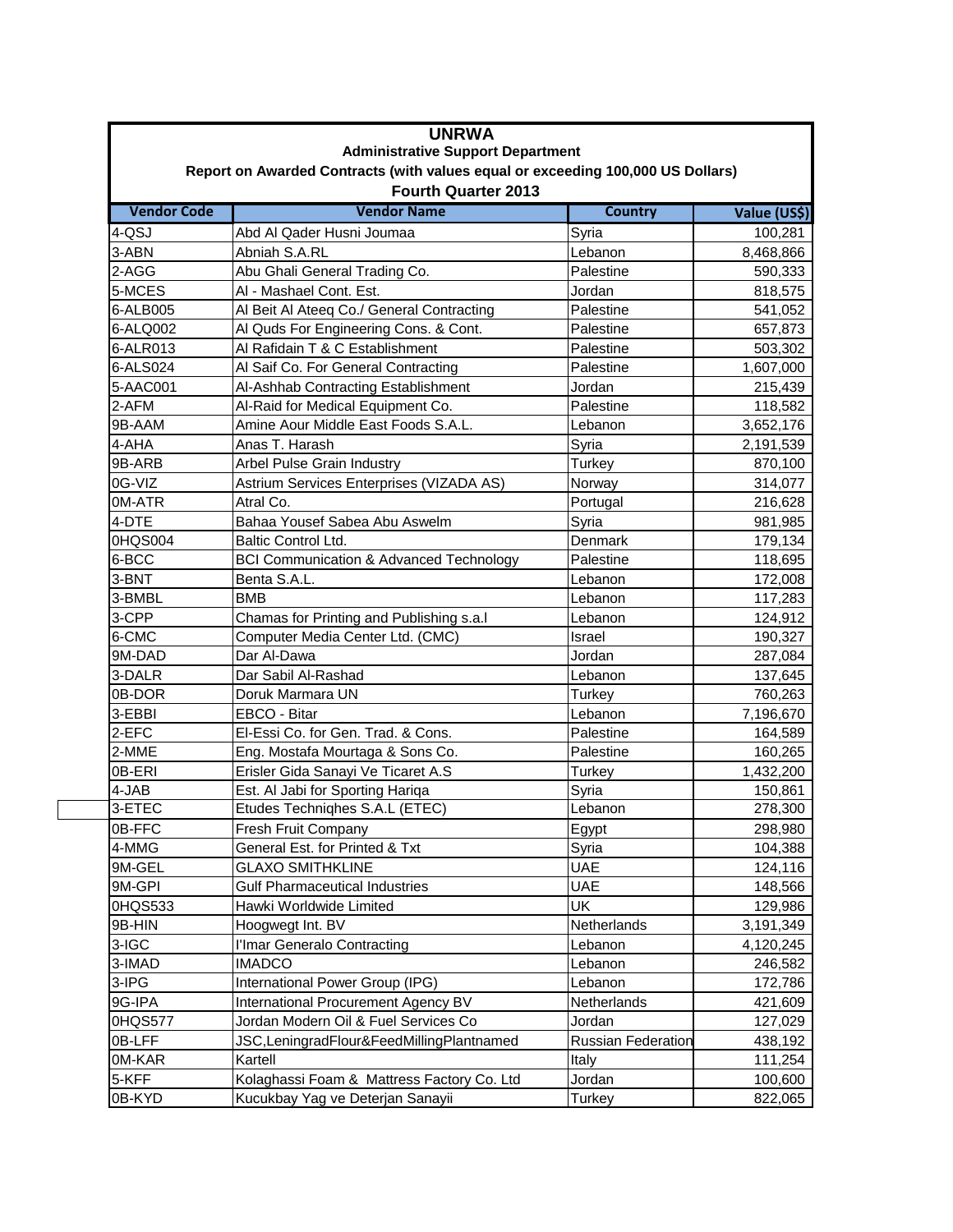# UNRWA

## Administrative Support Department

### Report on Awarded Contracts (with values equal or exceeding 100,000 US Dollars)

### Fourth Quarter 2013

| Vendor Code | Vendor Name | Country | Value (US$) |
|---|---|---|---|
| 4-QSJ | Abd Al Qader Husni Joumaa | Syria | 100,281 |
| 3-ABN | Abniah S.A.RL | Lebanon | 8,468,866 |
| 2-AGG | Abu Ghali General Trading Co. | Palestine | 590,333 |
| 5-MCES | Al - Mashael Cont. Est. | Jordan | 818,575 |
| 6-ALB005 | Al Beit Al Ateeq Co./ General Contracting | Palestine | 541,052 |
| 6-ALQ002 | Al Quds For Engineering Cons. & Cont. | Palestine | 657,873 |
| 6-ALR013 | Al Rafidain T & C Establishment | Palestine | 503,302 |
| 6-ALS024 | Al Saif Co. For General Contracting | Palestine | 1,607,000 |
| 5-AAC001 | Al-Ashhab Contracting Establishment | Jordan | 215,439 |
| 2-AFM | Al-Raid for Medical Equipment Co. | Palestine | 118,582 |
| 9B-AAM | Amine Aour Middle East Foods S.A.L. | Lebanon | 3,652,176 |
| 4-AHA | Anas T. Harash | Syria | 2,191,539 |
| 9B-ARB | Arbel Pulse Grain Industry | Turkey | 870,100 |
| 0G-VIZ | Astrium Services Enterprises (VIZADA AS) | Norway | 314,077 |
| 0M-ATR | Atral Co. | Portugal | 216,628 |
| 4-DTE | Bahaa Yousef Sabea Abu Aswelm | Syria | 981,985 |
| 0HQS004 | Baltic Control Ltd. | Denmark | 179,134 |
| 6-BCC | BCI Communication & Advanced Technology | Palestine | 118,695 |
| 3-BNT | Benta S.A.L. | Lebanon | 172,008 |
| 3-BMBL | BMB | Lebanon | 117,283 |
| 3-CPP | Chamas for Printing and Publishing s.a.l | Lebanon | 124,912 |
| 6-CMC | Computer Media Center Ltd. (CMC) | Israel | 190,327 |
| 9M-DAD | Dar Al-Dawa | Jordan | 287,084 |
| 3-DALR | Dar Sabil Al-Rashad | Lebanon | 137,645 |
| 0B-DOR | Doruk Marmara UN | Turkey | 760,263 |
| 3-EBBI | EBCO - Bitar | Lebanon | 7,196,670 |
| 2-EFC | El-Essi Co. for Gen. Trad. & Cons. | Palestine | 164,589 |
| 2-MME | Eng. Mostafa Mourtaga & Sons Co. | Palestine | 160,265 |
| 0B-ERI | Erisler Gida Sanayi Ve Ticaret A.S | Turkey | 1,432,200 |
| 4-JAB | Est. Al Jabi for Sporting Hariqa | Syria | 150,861 |
| 3-ETEC | Etudes Techniqhes S.A.L (ETEC) | Lebanon | 278,300 |
| 0B-FFC | Fresh Fruit Company | Egypt | 298,980 |
| 4-MMG | General Est. for Printed & Txt | Syria | 104,388 |
| 9M-GEL | GLAXO SMITHKLINE | UAE | 124,116 |
| 9M-GPI | Gulf Pharmaceutical Industries | UAE | 148,566 |
| 0HQS533 | Hawki Worldwide Limited | UK | 129,986 |
| 9B-HIN | Hoogwegt Int. BV | Netherlands | 3,191,349 |
| 3-IGC | I'Imar Generalo Contracting | Lebanon | 4,120,245 |
| 3-IMAD | IMADCO | Lebanon | 246,582 |
| 3-IPG | International Power Group (IPG) | Lebanon | 172,786 |
| 9G-IPA | International Procurement Agency BV | Netherlands | 421,609 |
| 0HQS577 | Jordan Modern Oil & Fuel Services Co | Jordan | 127,029 |
| 0B-LFF | JSC,LeningradFlour&FeedMillingPlantnamed | Russian Federation | 438,192 |
| 0M-KAR | Kartell | Italy | 111,254 |
| 5-KFF | Kolaghassi Foam & Mattress Factory Co. Ltd | Jordan | 100,600 |
| 0B-KYD | Kucukbay Yag ve Deterjan Sanayii | Turkey | 822,065 |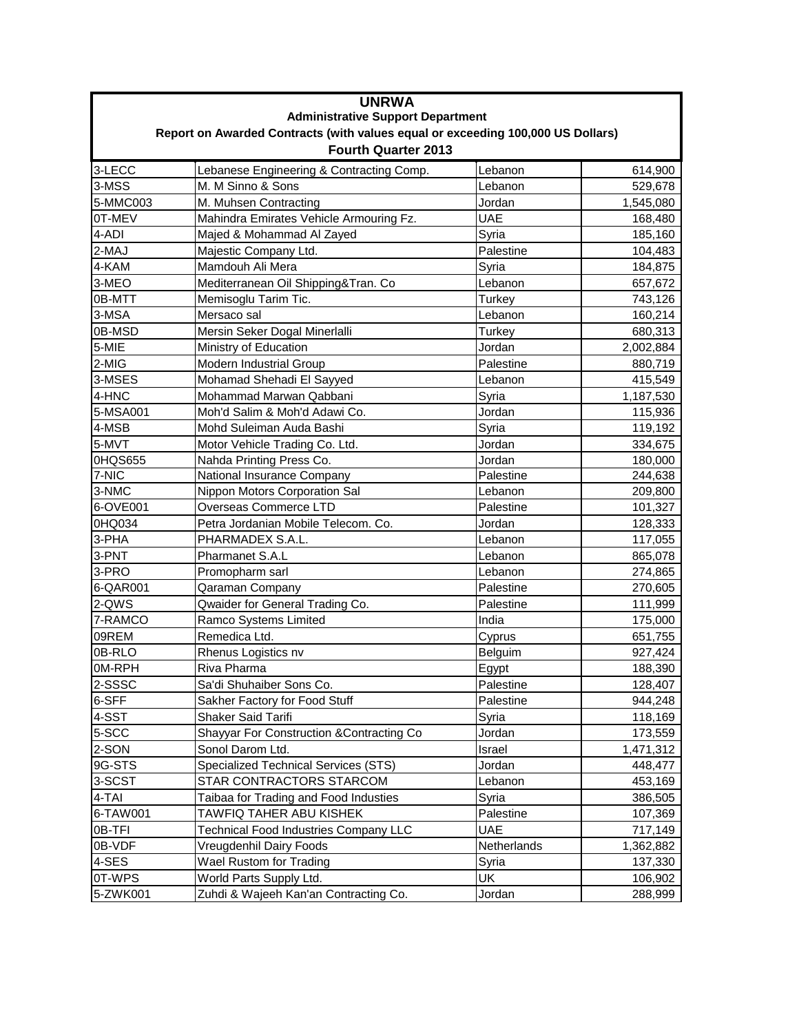# UNRWA

## Administrative Support Department

### Report on Awarded Contracts (with values equal or exceeding 100,000 US Dollars)

### Fourth Quarter 2013

| | | | |
|---|---|---|---|
| 3-LECC | Lebanese Engineering & Contracting Comp. | Lebanon | 614,900 |
| 3-MSS | M. M Sinno & Sons | Lebanon | 529,678 |
| 5-MMC003 | M. Muhsen Contracting | Jordan | 1,545,080 |
| 0T-MEV | Mahindra Emirates Vehicle Armouring Fz. | UAE | 168,480 |
| 4-ADI | Majed & Mohammad Al Zayed | Syria | 185,160 |
| 2-MAJ | Majestic Company Ltd. | Palestine | 104,483 |
| 4-KAM | Mamdouh Ali Mera | Syria | 184,875 |
| 3-MEO | Mediterranean Oil Shipping&Tran. Co | Lebanon | 657,672 |
| 0B-MTT | Memisoglu Tarim Tic. | Turkey | 743,126 |
| 3-MSA | Mersaco sal | Lebanon | 160,214 |
| 0B-MSD | Mersin Seker Dogal Minerlalli | Turkey | 680,313 |
| 5-MIE | Ministry of Education | Jordan | 2,002,884 |
| 2-MIG | Modern Industrial Group | Palestine | 880,719 |
| 3-MSES | Mohamad Shehadi El Sayyed | Lebanon | 415,549 |
| 4-HNC | Mohammad Marwan Qabbani | Syria | 1,187,530 |
| 5-MSA001 | Moh'd Salim & Moh'd Adawi Co. | Jordan | 115,936 |
| 4-MSB | Mohd Suleiman Auda Bashi | Syria | 119,192 |
| 5-MVT | Motor Vehicle Trading Co. Ltd. | Jordan | 334,675 |
| 0HQS655 | Nahda Printing Press Co. | Jordan | 180,000 |
| 7-NIC | National Insurance Company | Palestine | 244,638 |
| 3-NMC | Nippon Motors Corporation Sal | Lebanon | 209,800 |
| 6-OVE001 | Overseas Commerce LTD | Palestine | 101,327 |
| 0HQ034 | Petra Jordanian Mobile Telecom. Co. | Jordan | 128,333 |
| 3-PHA | PHARMADEX S.A.L. | Lebanon | 117,055 |
| 3-PNT | Pharmanet S.A.L | Lebanon | 865,078 |
| 3-PRO | Promopharm sarl | Lebanon | 274,865 |
| 6-QAR001 | Qaraman Company | Palestine | 270,605 |
| 2-QWS | Qwaider for General Trading Co. | Palestine | 111,999 |
| 7-RAMCO | Ramco Systems Limited | India | 175,000 |
| 09REM | Remedica Ltd. | Cyprus | 651,755 |
| 0B-RLO | Rhenus Logistics nv | Belguim | 927,424 |
| 0M-RPH | Riva Pharma | Egypt | 188,390 |
| 2-SSSC | Sa'di Shuhaiber Sons Co. | Palestine | 128,407 |
| 6-SFF | Sakher Factory for Food Stuff | Palestine | 944,248 |
| 4-SST | Shaker Said Tarifi | Syria | 118,169 |
| 5-SCC | Shayyar For Construction &Contracting Co | Jordan | 173,559 |
| 2-SON | Sonol Darom Ltd. | Israel | 1,471,312 |
| 9G-STS | Specialized Technical Services (STS) | Jordan | 448,477 |
| 3-SCST | STAR CONTRACTORS STARCOM | Lebanon | 453,169 |
| 4-TAI | Taibaa for Trading and Food Industies | Syria | 386,505 |
| 6-TAW001 | TAWFIQ TAHER ABU KISHEK | Palestine | 107,369 |
| 0B-TFI | Technical Food Industries Company LLC | UAE | 717,149 |
| 0B-VDF | Vreugdenhil Dairy Foods | Netherlands | 1,362,882 |
| 4-SES | Wael Rustom for Trading | Syria | 137,330 |
| 0T-WPS | World Parts Supply Ltd. | UK | 106,902 |
| 5-ZWK001 | Zuhdi & Wajeeh Kan'an Contracting Co. | Jordan | 288,999 |